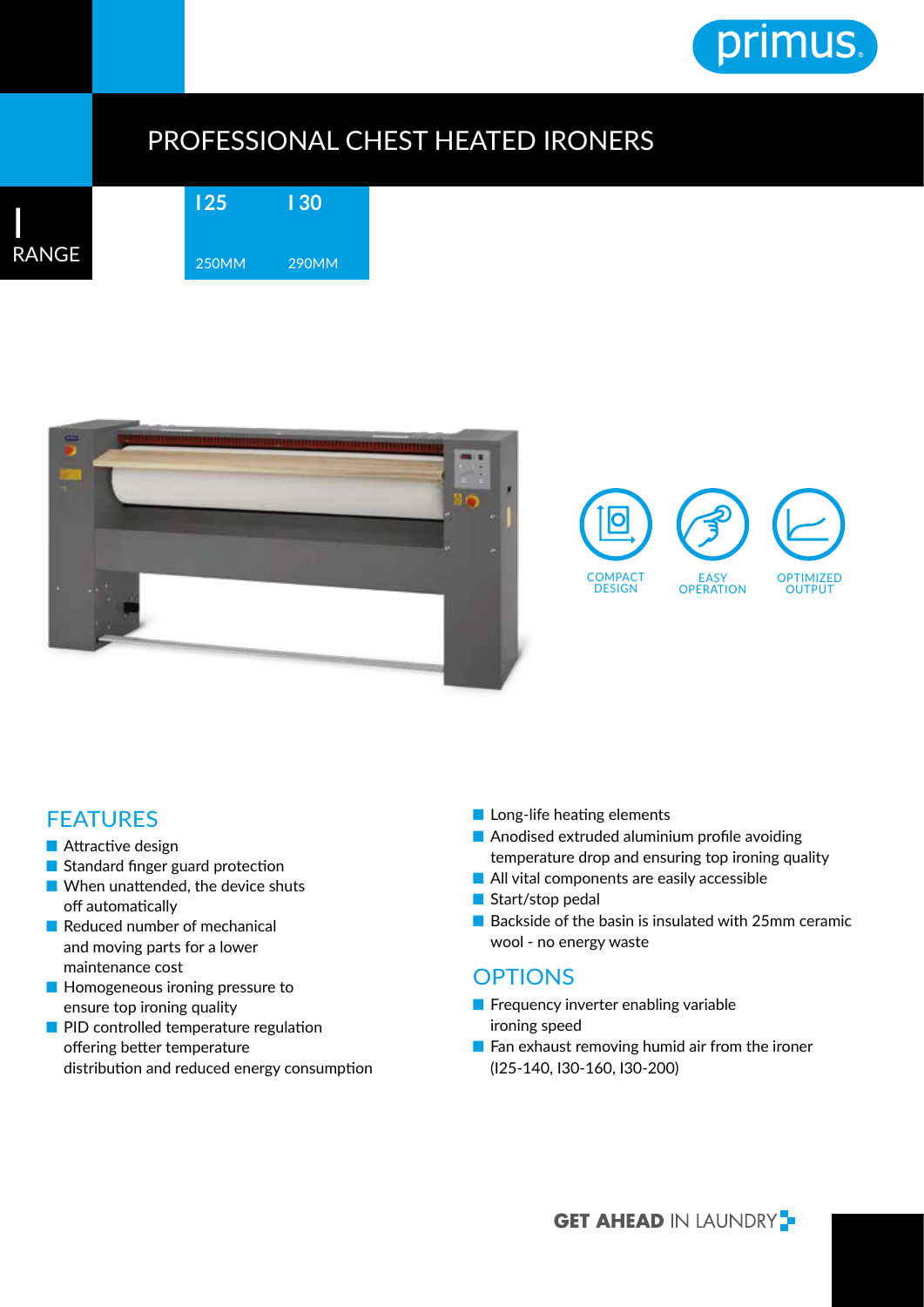# PROFESSIONAL CHEST HEATED IRONERS

I RANGE

| I25 | I30 |
| --- | --- |
| 250MM | 290MM |

COMPACT DESIGN

EASY OPERATION

OPTIMIZED OUTPUT

## FEATURES

- Attractive design
- Standard finger guard protection
- When unattended, the device shuts off automatically
- Reduced number of mechanical and moving parts for a lower maintenance cost
- Homogeneous ironing pressure to ensure top ironing quality
- PID controlled temperature regulation offering better temperature distribution and reduced energy consumption
- Long-life heating elements
- Anodised extruded aluminium profile avoiding temperature drop and ensuring top ironing quality
- All vital components are easily accessible
- Start/stop pedal
- Backside of the basin is insulated with 25mm ceramic wool - no energy waste

## OPTIONS

- Frequency inverter enabling variable ironing speed
- Fan exhaust removing humid air from the ironer (I25-140, I30-160, I30-200)

**GET AHEAD** IN LAUNDRY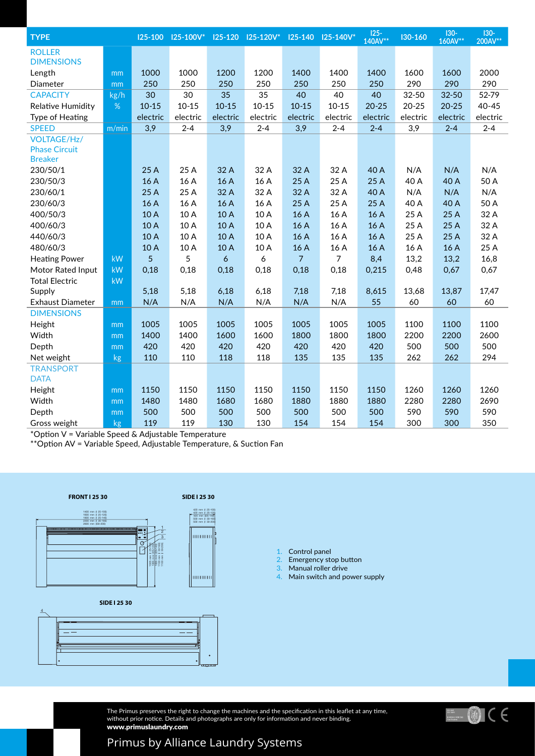| TYPE | | I25-100 | I25-100V* | I25-120 | I25-120V* | I25-140 | I25-140V* | I25-140AV** | I30-160 | I30-160AV** | I30-200AV** |
|---|---|---|---|---|---|---|---|---|---|---|---|
| ROLLER DIMENSIONS | | | | | | | | | | | |
| Length | mm | 1000 | 1000 | 1200 | 1200 | 1400 | 1400 | 1400 | 1600 | 1600 | 2000 |
| Diameter | mm | 250 | 250 | 250 | 250 | 250 | 250 | 250 | 290 | 290 | 290 |
| CAPACITY | kg/h | 30 | 30 | 35 | 35 | 40 | 40 | 40 | 32-50 | 32-50 | 52-79 |
| Relative Humidity | % | 10-15 | 10-15 | 10-15 | 10-15 | 10-15 | 10-15 | 20-25 | 20-25 | 20-25 | 40-45 |
| Type of Heating | | electric | electric | electric | electric | electric | electric | electric | electric | electric | electric |
| SPEED | m/min | 3,9 | 2-4 | 3,9 | 2-4 | 3,9 | 2-4 | 2-4 | 3,9 | 2-4 | 2-4 |
| VOLTAGE/Hz/ Phase Circuit Breaker | | | | | | | | | | | |
| 230/50/1 | | 25 A | 25 A | 32 A | 32 A | 32 A | 32 A | 40 A | N/A | N/A | N/A |
| 230/50/3 | | 16 A | 16 A | 16 A | 16 A | 25 A | 25 A | 25 A | 40 A | 40 A | 50 A |
| 230/60/1 | | 25 A | 25 A | 32 A | 32 A | 32 A | 32 A | 40 A | N/A | N/A | N/A |
| 230/60/3 | | 16 A | 16 A | 16 A | 16 A | 25 A | 25 A | 25 A | 40 A | 40 A | 50 A |
| 400/50/3 | | 10 A | 10 A | 10 A | 10 A | 16 A | 16 A | 16 A | 25 A | 25 A | 32 A |
| 400/60/3 | | 10 A | 10 A | 10 A | 10 A | 16 A | 16 A | 16 A | 25 A | 25 A | 32 A |
| 440/60/3 | | 10 A | 10 A | 10 A | 10 A | 16 A | 16 A | 16 A | 25 A | 25 A | 32 A |
| 480/60/3 | | 10 A | 10 A | 10 A | 10 A | 16 A | 16 A | 16 A | 16 A | 16 A | 25 A |
| Heating Power | kW | 5 | 5 | 6 | 6 | 7 | 7 | 8,4 | 13,2 | 13,2 | 16,8 |
| Motor Rated Input | kW | 0,18 | 0,18 | 0,18 | 0,18 | 0,18 | 0,18 | 0,215 | 0,48 | 0,67 | 0,67 |
| Total Electric Supply | kW | 5,18 | 5,18 | 6,18 | 6,18 | 7,18 | 7,18 | 8,615 | 13,68 | 13,87 | 17,47 |
| Exhaust Diameter | mm | N/A | N/A | N/A | N/A | N/A | N/A | 55 | 60 | 60 | 60 |
| DIMENSIONS | | | | | | | | | | | |
| Height | mm | 1005 | 1005 | 1005 | 1005 | 1005 | 1005 | 1005 | 1100 | 1100 | 1100 |
| Width | mm | 1400 | 1400 | 1600 | 1600 | 1800 | 1800 | 1800 | 2200 | 2200 | 2600 |
| Depth | mm | 420 | 420 | 420 | 420 | 420 | 420 | 420 | 500 | 500 | 500 |
| Net weight | kg | 110 | 110 | 118 | 118 | 135 | 135 | 135 | 262 | 262 | 294 |
| TRANSPORT DATA | | | | | | | | | | | |
| Height | mm | 1150 | 1150 | 1150 | 1150 | 1150 | 1150 | 1150 | 1260 | 1260 | 1260 |
| Width | mm | 1480 | 1480 | 1680 | 1680 | 1880 | 1880 | 1880 | 2280 | 2280 | 2690 |
| Depth | mm | 500 | 500 | 500 | 500 | 500 | 500 | 500 | 590 | 590 | 590 |
| Gross weight | kg | 119 | 119 | 130 | 130 | 154 | 154 | 154 | 300 | 300 | 350 |

*Option V = Variable Speed & Adjustable Temperature
**Option AV = Variable Speed, Adjustable Temperature, & Suction Fan

FRONT I 25 30

SIDE I 25 30

SIDE I 25 30

1. Control panel
2. Emergency stop button
3. Manual roller drive
4. Main switch and power supply

The Primus preserves the right to change the machines and the specification in this leaflet at any time, without prior notice. Details and photographs are only for information and never binding.
**www.primuslaundry.com**

Primus by Alliance Laundry Systems